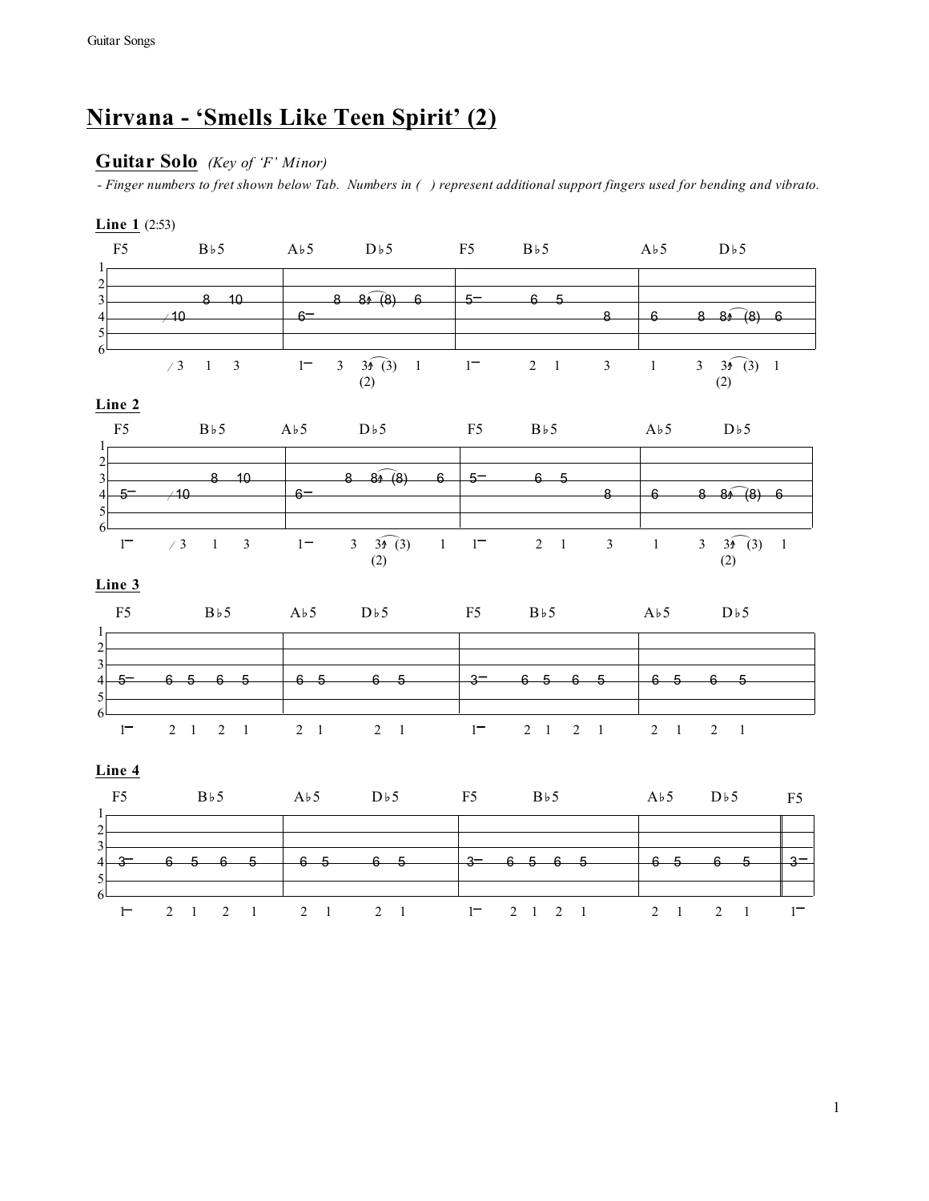# Nirvana - 'Smells Like Teen Spirit' (2)

## Guitar Solo *(Key of 'F' Minor)*

*- Finger numbers to fret shown below Tab. Numbers in ( ) represent additional support fingers used for bending and vibrato.*

**Line 1** (2:53)

```
    F5          B♭5          A♭5        D♭5             F5        B♭5              A♭5        D♭5
1 |--------------------------|---------------------------|-----------------------------|-----------------------------|
2 |--------------------------|---------------------------|-----------------------------|-----------------------------|
3 |---------------8---10-----|----------8---8↑⌒(8)---6--|-5--------6---5--------------|-----------------------------|
4 |-------/10----------------|-6-------------------------|----------------------8------|-6-------8---8↑⌒(8)---6-----|
5 |--------------------------|---------------------------|-----------------------------|-----------------------------|
6 |--------------------------|---------------------------|-----------------------------|-----------------------------|
        /3     1    3          1-      3   3↑⌒(3)   1      1-       2   1          3      1       3   3↑⌒(3)   1
                                           (2)                                                        (2)
```

**Line 2**

```
    F5          B♭5          A♭5        D♭5             F5        B♭5              A♭5        D♭5
1 |--------------------------|---------------------------|-----------------------------|-----------------------------|
2 |--------------------------|---------------------------|-----------------------------|-----------------------------|
3 |---------------8---10-----|----------8---8↑⌒(8)---6--|-5--------6---5--------------|-----------------------------|
4 |-5-----/10----------------|-6-------------------------|----------------------8------|-6-------8---8↑⌒(8)---6-----|
5 |--------------------------|---------------------------|-----------------------------|-----------------------------|
6 |--------------------------|---------------------------|-----------------------------|-----------------------------|
   1-   /3     1    3          1-      3   3↑⌒(3)   1      1-       2   1          3      1       3   3↑⌒(3)   1
                                           (2)                                                        (2)
```

**Line 3**

```
    F5          B♭5          A♭5        D♭5             F5        B♭5              A♭5        D♭5
1 |--------------------------|---------------------------|-----------------------------|-----------------------------|
2 |--------------------------|---------------------------|-----------------------------|-----------------------------|
3 |--------------------------|---------------------------|-----------------------------|-----------------------------|
4 |-5-----6--5---6--5--------|-6--5--------6--5----------|-3-----6--5---6--5-----------|-6--5-------6--5-------------|
5 |--------------------------|---------------------------|-----------------------------|-----------------------------|
6 |--------------------------|---------------------------|-----------------------------|-----------------------------|
   1-     2  1   2  1          2  1        2  1            1-     2  1   2  1             2  1       2  1
```

**Line 4**

```
    F5          B♭5          A♭5        D♭5             F5        B♭5              A♭5        D♭5           F5
1 |--------------------------|---------------------------|-----------------------------|-----------------------------||------|
2 |--------------------------|---------------------------|-----------------------------|-----------------------------||------|
3 |--------------------------|---------------------------|-----------------------------|-----------------------------||------|
4 |-3-----6--5---6--5--------|-6--5--------6--5----------|-3-----6--5---6--5-----------|-6--5-------6--5-------------||-3----|
5 |--------------------------|---------------------------|-----------------------------|-----------------------------||------|
6 |--------------------------|---------------------------|-----------------------------|-----------------------------||------|
   1-     2  1   2  1          2  1        2  1            1-     2  1   2  1             2  1       2  1                 1-
```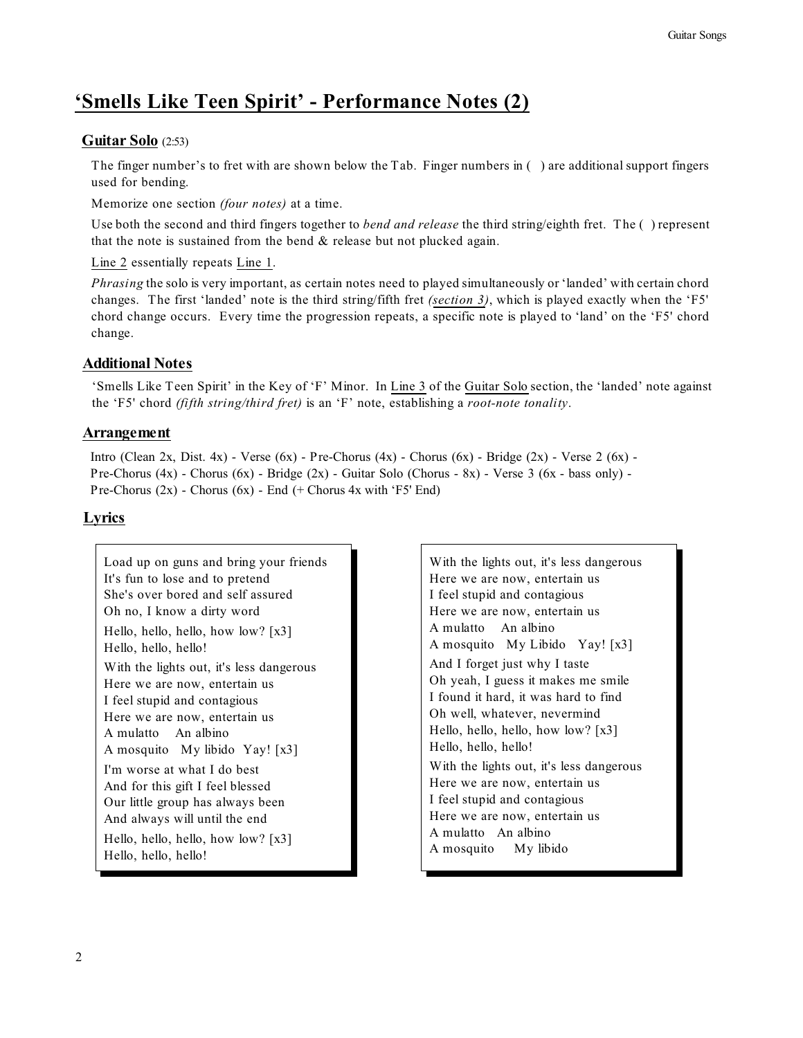# 'Smells Like Teen Spirit' - Performance Notes (2)

## Guitar Solo (2:53)

The finger number's to fret with are shown below the Tab. Finger numbers in ( ) are additional support fingers used for bending.

Memorize one section *(four notes)* at a time.

Use both the second and third fingers together to *bend and release* the third string/eighth fret. The ( ) represent that the note is sustained from the bend & release but not plucked again.

Line 2 essentially repeats Line 1.

*Phrasing* the solo is very important, as certain notes need to played simultaneously or 'landed' with certain chord changes. The first 'landed' note is the third string/fifth fret *(section 3)*, which is played exactly when the 'F5' chord change occurs. Every time the progression repeats, a specific note is played to 'land' on the 'F5' chord change.

## Additional Notes

'Smells Like Teen Spirit' in the Key of 'F' Minor. In Line 3 of the Guitar Solo section, the 'landed' note against the 'F5' chord *(fifth string/third fret)* is an 'F' note, establishing a *root-note tonality*.

## Arrangement

Intro (Clean 2x, Dist. 4x) - Verse (6x) - Pre-Chorus (4x) - Chorus (6x) - Bridge (2x) - Verse 2 (6x) - Pre-Chorus (4x) - Chorus (6x) - Bridge (2x) - Guitar Solo (Chorus - 8x) - Verse 3 (6x - bass only) - Pre-Chorus (2x) - Chorus (6x) - End (+ Chorus 4x with 'F5' End)

## Lyrics

Load up on guns and bring your friends
It's fun to lose and to pretend
She's over bored and self assured
Oh no, I know a dirty word

Hello, hello, hello, how low? [x3]
Hello, hello, hello!

With the lights out, it's less dangerous
Here we are now, entertain us
I feel stupid and contagious
Here we are now, entertain us
A mulatto An albino
A mosquito My libido Yay! [x3]

I'm worse at what I do best
And for this gift I feel blessed
Our little group has always been
And always will until the end

Hello, hello, hello, how low? [x3]
Hello, hello, hello!

With the lights out, it's less dangerous
Here we are now, entertain us
I feel stupid and contagious
Here we are now, entertain us
A mulatto An albino
A mosquito My Libido Yay! [x3]

And I forget just why I taste
Oh yeah, I guess it makes me smile
I found it hard, it was hard to find
Oh well, whatever, nevermind

Hello, hello, hello, how low? [x3]
Hello, hello, hello!

With the lights out, it's less dangerous
Here we are now, entertain us
I feel stupid and contagious
Here we are now, entertain us
A mulatto An albino
A mosquito My libido